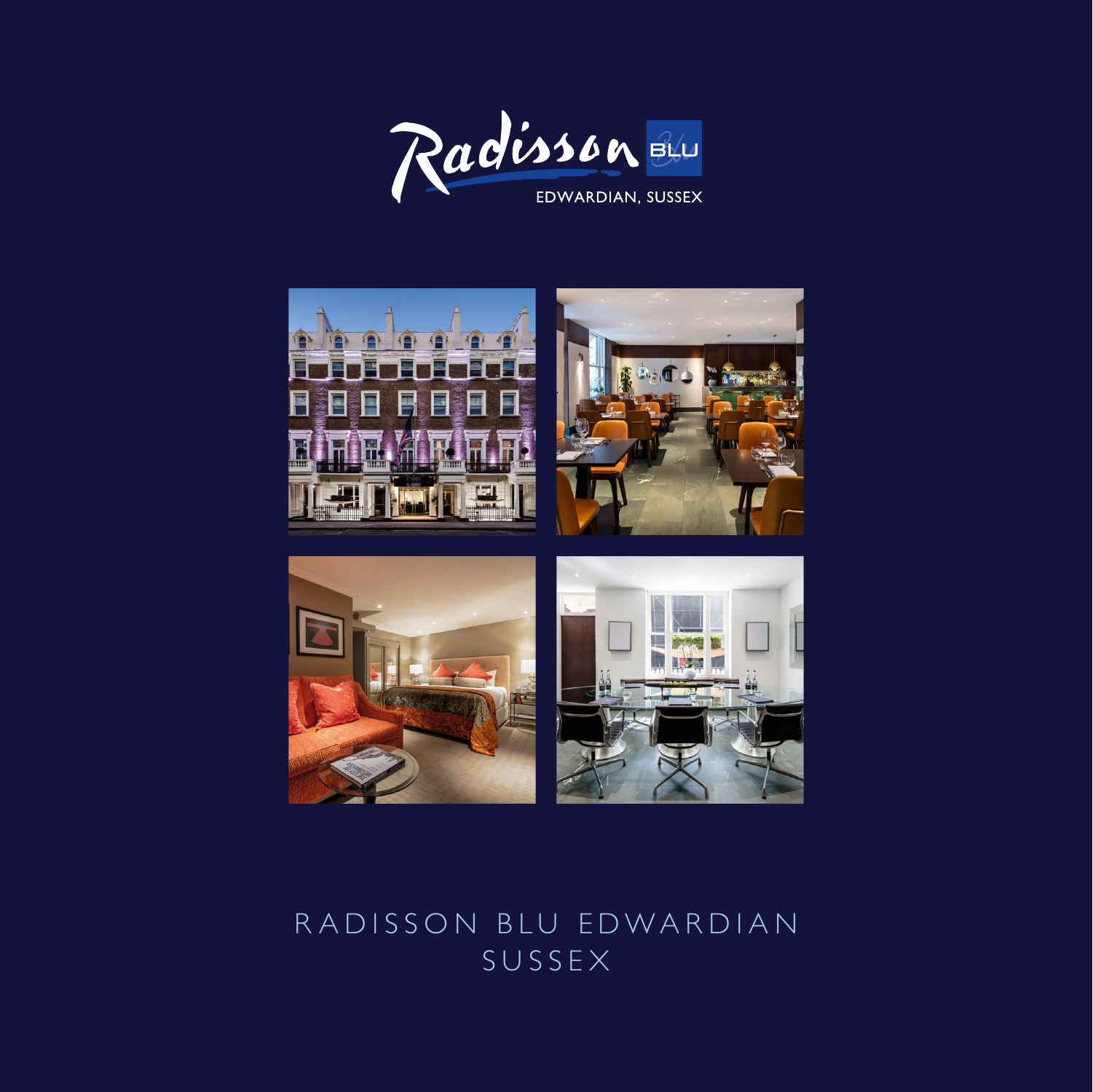Radisson BLU

EDWARDIAN, SUSSEX

# RADISSON BLU EDWARDIAN SUSSEX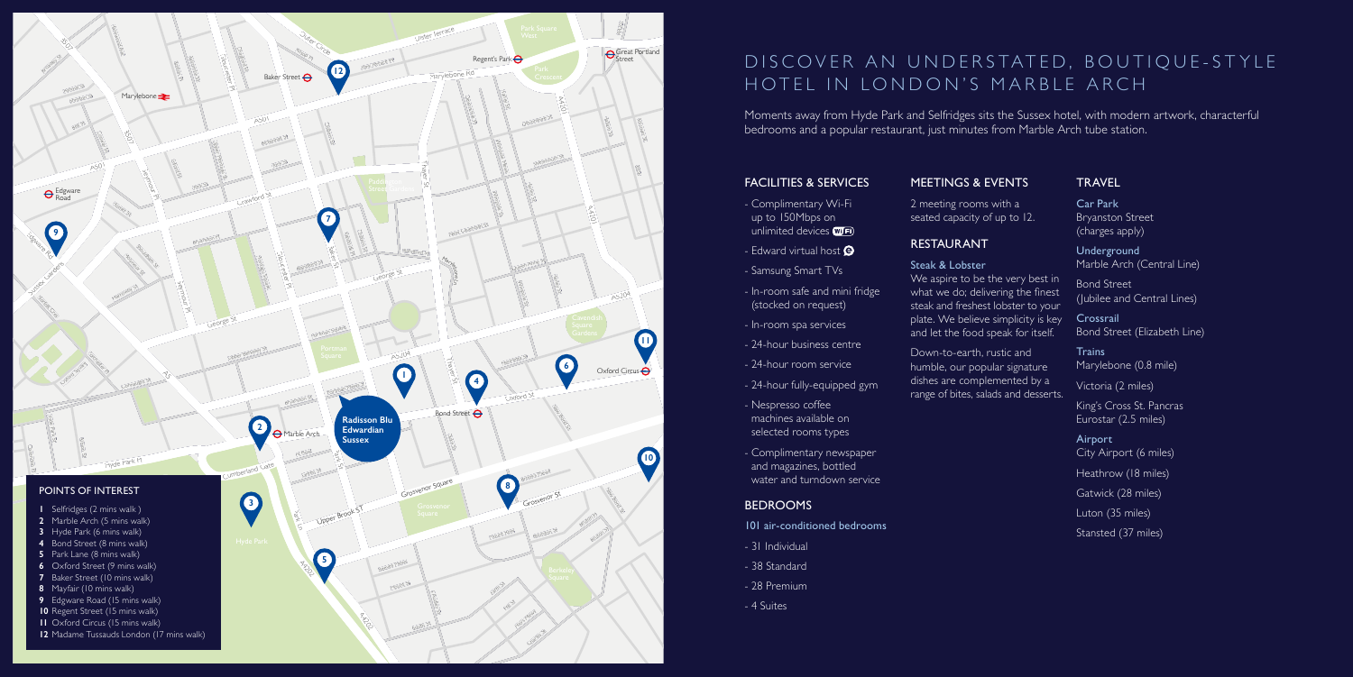# DISCOVER AN UNDERSTATED, BOUTIQUE-STYLE HOTEL IN LONDON'S MARBLE ARCH

Moments away from Hyde Park and Selfridges sits the Sussex hotel, with modern artwork, characterful bedrooms and a popular restaurant, just minutes from Marble Arch tube station.

## POINTS OF INTEREST

1. Selfridges (2 mins walk)
2. Marble Arch (5 mins walk)
3. Hyde Park (6 mins walk)
4. Bond Street (8 mins walk)
5. Park Lane (8 mins walk)
6. Oxford Street (9 mins walk)
7. Baker Street (10 mins walk)
8. Mayfair (10 mins walk)
9. Edgware Road (15 mins walk)
10. Regent Street (15 mins walk)
11. Oxford Circus (15 mins walk)
12. Madame Tussauds London (17 mins walk)

## FACILITIES & SERVICES

- Complimentary Wi-Fi up to 150Mbps on unlimited devices
- Edward virtual host
- Samsung Smart TVs
- In-room safe and mini fridge (stocked on request)
- In-room spa services
- 24-hour business centre
- 24-hour room service
- 24-hour fully-equipped gym
- Nespresso coffee machines available on selected rooms types
- Complimentary newspaper and magazines, bottled water and turndown service

## BEDROOMS

### 101 air-conditioned bedrooms

- 31 Individual
- 38 Standard
- 28 Premium
- 4 Suites

## MEETINGS & EVENTS

2 meeting rooms with a seated capacity of up to 12.

## RESTAURANT

### Steak & Lobster

We aspire to be the very best in what we do; delivering the finest steak and freshest lobster to your plate. We believe simplicity is key and let the food speak for itself.

Down-to-earth, rustic and humble, our popular signature dishes are complemented by a range of bites, salads and desserts.

## TRAVEL

### Car Park

Bryanston Street (charges apply)

### Underground

Marble Arch (Central Line)

Bond Street (Jubilee and Central Lines)

### Crossrail

Bond Street (Elizabeth Line)

### Trains

Marylebone (0.8 mile)

Victoria (2 miles)

King's Cross St. Pancras Eurostar (2.5 miles)

### Airport

City Airport (6 miles)

Heathrow (18 miles)

Gatwick (28 miles)

Luton (35 miles)

Stansted (37 miles)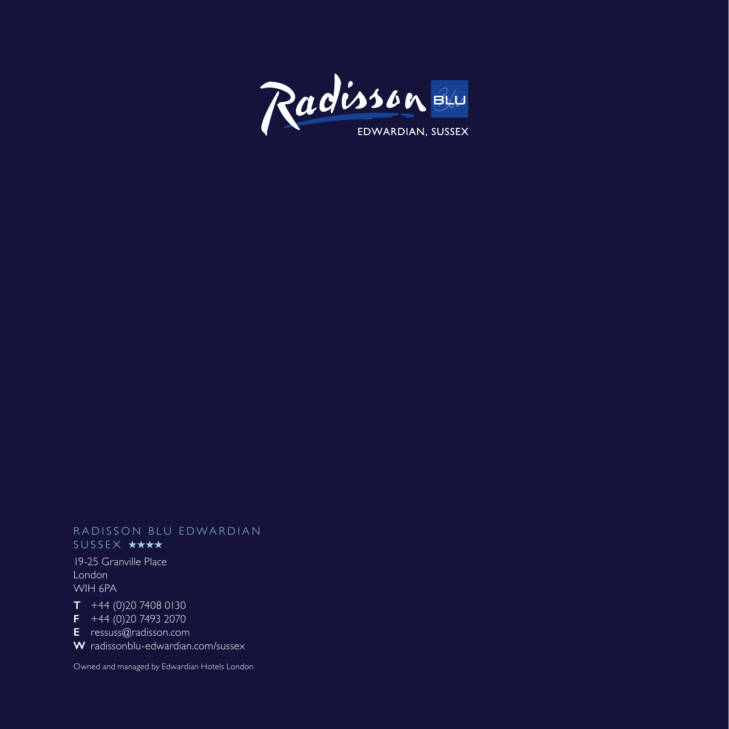Radisson BLU

EDWARDIAN, SUSSEX

RADISSON BLU EDWARDIAN
SUSSEX ★★★★

19-25 Granville Place
London
WIH 6PA

**T** +44 (0)20 7408 0130
**F** +44 (0)20 7493 2070
**E** ressuss@radisson.com
**W** radissonblu-edwardian.com/sussex

Owned and managed by Edwardian Hotels London